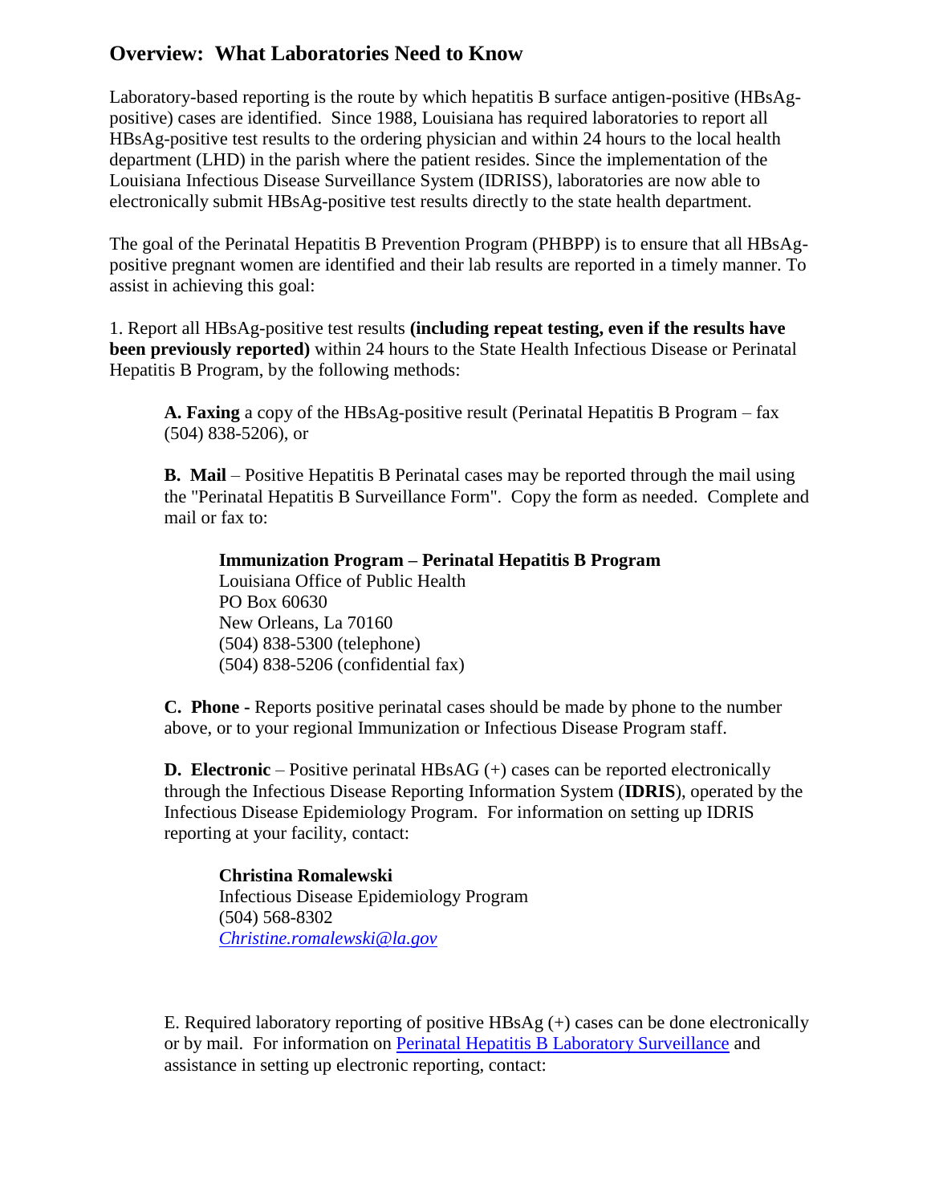## Overview: What Laboratories Need to Know

Laboratory-based reporting is the route by which hepatitis B surface antigen-positive (HBsAg-positive) cases are identified. Since 1988, Louisiana has required laboratories to report all HBsAg-positive test results to the ordering physician and within 24 hours to the local health department (LHD) in the parish where the patient resides. Since the implementation of the Louisiana Infectious Disease Surveillance System (IDRISS), laboratories are now able to electronically submit HBsAg-positive test results directly to the state health department.

The goal of the Perinatal Hepatitis B Prevention Program (PHBPP) is to ensure that all HBsAg-positive pregnant women are identified and their lab results are reported in a timely manner. To assist in achieving this goal:

1. Report all HBsAg-positive test results **(including repeat testing, even if the results have been previously reported)** within 24 hours to the State Health Infectious Disease or Perinatal Hepatitis B Program, by the following methods:

   **A. Faxing** a copy of the HBsAg-positive result (Perinatal Hepatitis B Program – fax (504) 838-5206), or

   **B. Mail** – Positive Hepatitis B Perinatal cases may be reported through the mail using the "Perinatal Hepatitis B Surveillance Form". Copy the form as needed. Complete and mail or fax to:

   > **Immunization Program – Perinatal Hepatitis B Program**
   > Louisiana Office of Public Health
   > PO Box 60630
   > New Orleans, La 70160
   > (504) 838-5300 (telephone)
   > (504) 838-5206 (confidential fax)

   **C. Phone -** Reports positive perinatal cases should be made by phone to the number above, or to your regional Immunization or Infectious Disease Program staff.

   **D. Electronic** – Positive perinatal HBsAG (+) cases can be reported electronically through the Infectious Disease Reporting Information System (**IDRIS**), operated by the Infectious Disease Epidemiology Program. For information on setting up IDRIS reporting at your facility, contact:

   > **Christina Romalewski**
   > Infectious Disease Epidemiology Program
   > (504) 568-8302
   > *Christine.romalewski@la.gov*

   E. Required laboratory reporting of positive HBsAg (+) cases can be done electronically or by mail. For information on Perinatal Hepatitis B Laboratory Surveillance and assistance in setting up electronic reporting, contact: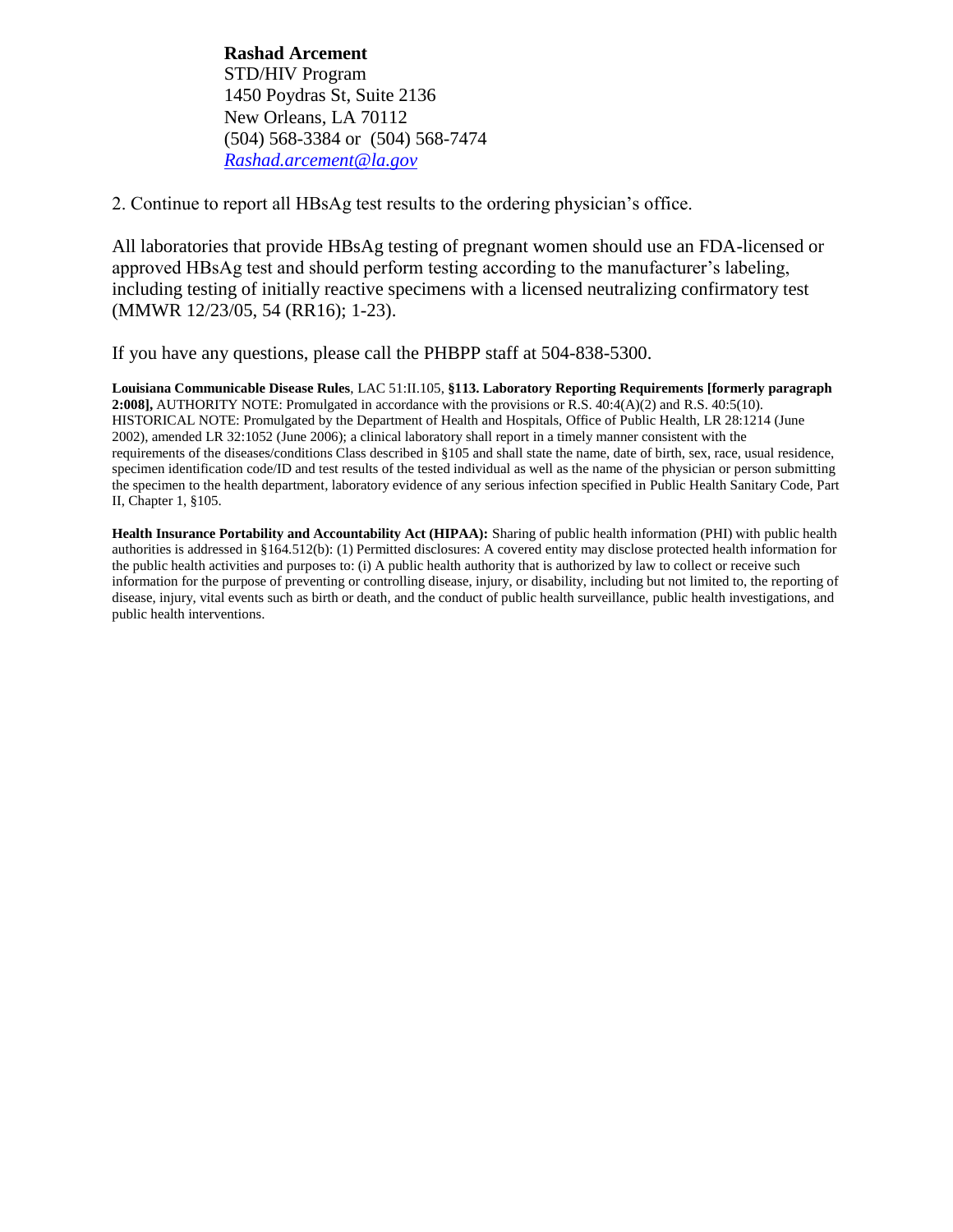**Rashad Arcement**
STD/HIV Program
1450 Poydras St, Suite 2136
New Orleans, LA 70112
(504) 568-3384 or (504) 568-7474
*Rashad.arcement@la.gov*

2. Continue to report all HBsAg test results to the ordering physician's office.

All laboratories that provide HBsAg testing of pregnant women should use an FDA-licensed or approved HBsAg test and should perform testing according to the manufacturer's labeling, including testing of initially reactive specimens with a licensed neutralizing confirmatory test (MMWR 12/23/05, 54 (RR16); 1-23).

If you have any questions, please call the PHBPP staff at 504-838-5300.

**Louisiana Communicable Disease Rules**, LAC 51:II.105, **§113. Laboratory Reporting Requirements [formerly paragraph 2:008],** AUTHORITY NOTE: Promulgated in accordance with the provisions or R.S. 40:4(A)(2) and R.S. 40:5(10). HISTORICAL NOTE: Promulgated by the Department of Health and Hospitals, Office of Public Health, LR 28:1214 (June 2002), amended LR 32:1052 (June 2006); a clinical laboratory shall report in a timely manner consistent with the requirements of the diseases/conditions Class described in §105 and shall state the name, date of birth, sex, race, usual residence, specimen identification code/ID and test results of the tested individual as well as the name of the physician or person submitting the specimen to the health department, laboratory evidence of any serious infection specified in Public Health Sanitary Code, Part II, Chapter 1, §105.

**Health Insurance Portability and Accountability Act (HIPAA):** Sharing of public health information (PHI) with public health authorities is addressed in §164.512(b): (1) Permitted disclosures: A covered entity may disclose protected health information for the public health activities and purposes to: (i) A public health authority that is authorized by law to collect or receive such information for the purpose of preventing or controlling disease, injury, or disability, including but not limited to, the reporting of disease, injury, vital events such as birth or death, and the conduct of public health surveillance, public health investigations, and public health interventions.